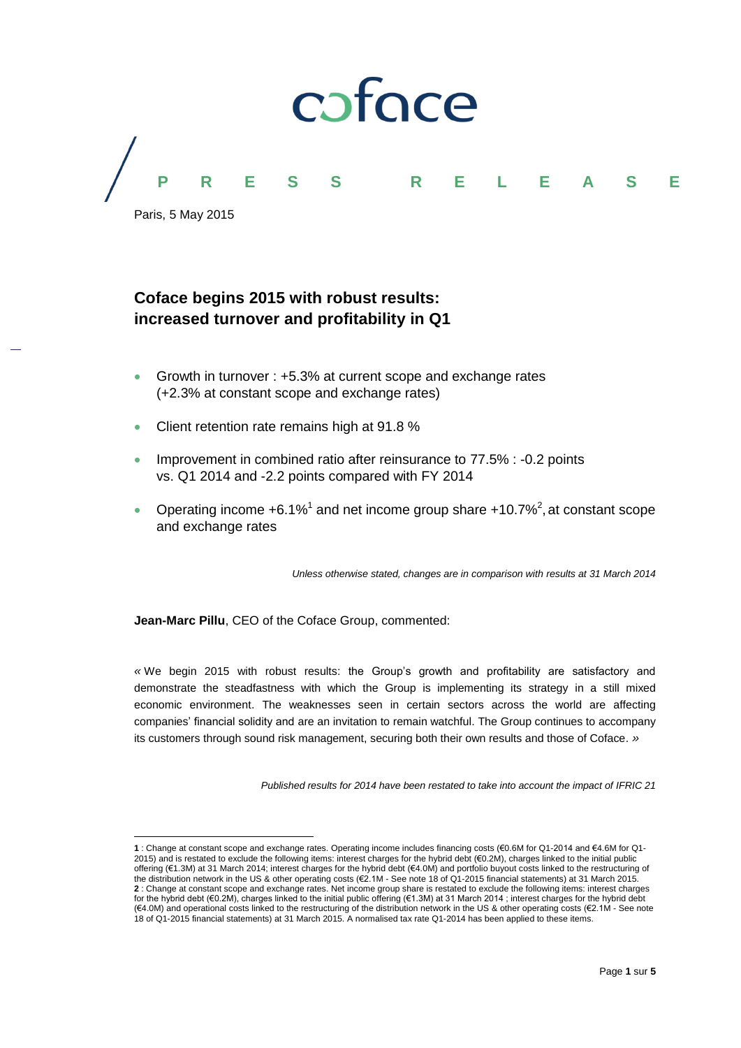coface

PRESS RELEASE

Paris, 5 May 2015

# Coface begins 2015 with robust results: increased turnover and profitability in Q1

- Growth in turnover : +5.3% at current scope and exchange rates (+2.3% at constant scope and exchange rates)
- Client retention rate remains high at 91.8 %
- Improvement in combined ratio after reinsurance to 77.5% : -0.2 points vs. Q1 2014 and -2.2 points compared with FY 2014
- Operating income +6.1%[1] and net income group share +10.7%[2], at constant scope and exchange rates

*Unless otherwise stated, changes are in comparison with results at 31 March 2014*

**Jean-Marc Pillu**, CEO of the Coface Group, commented:

« We begin 2015 with robust results: the Group's growth and profitability are satisfactory and demonstrate the steadfastness with which the Group is implementing its strategy in a still mixed economic environment. The weaknesses seen in certain sectors across the world are affecting companies' financial solidity and are an invitation to remain watchful. The Group continues to accompany its customers through sound risk management, securing both their own results and those of Coface. »

*Published results for 2014 have been restated to take into account the impact of IFRIC 21*

---

**1** : Change at constant scope and exchange rates. Operating income includes financing costs (€0.6M for Q1-2014 and €4.6M for Q1-2015) and is restated to exclude the following items: interest charges for the hybrid debt (€0.2M), charges linked to the initial public offering (€1.3M) at 31 March 2014; interest charges for the hybrid debt (€4.0M) and portfolio buyout costs linked to the restructuring of the distribution network in the US & other operating costs (€2.1M - See note 18 of Q1-2015 financial statements) at 31 March 2015.
**2** : Change at constant scope and exchange rates. Net income group share is restated to exclude the following items: interest charges for the hybrid debt (€0.2M), charges linked to the initial public offering (€1.3M) at 31 March 2014 ; interest charges for the hybrid debt (€4.0M) and operational costs linked to the restructuring of the distribution network in the US & other operating costs (€2.1M - See note 18 of Q1-2015 financial statements) at 31 March 2015. A normalised tax rate Q1-2014 has been applied to these items.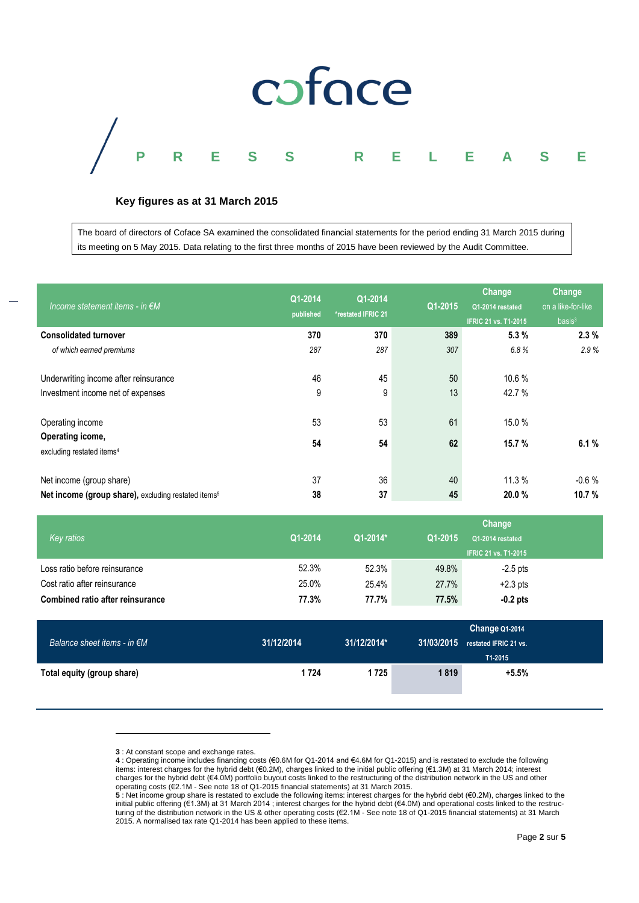# coface

## PRESS RELEASE

### Key figures as at 31 March 2015

The board of directors of Coface SA examined the consolidated financial statements for the period ending 31 March 2015 during its meeting on 5 May 2015. Data relating to the first three months of 2015 have been reviewed by the Audit Committee.

| *Income statement items - in €M* | Q1-2014 published | Q1-2014 *restated IFRIC 21 | Q1-2015 | Change Q1-2014 restated IFRIC 21 vs. T1-2015 | Change on a like-for-like basis[3] |
|---|---|---|---|---|---|
| **Consolidated turnover** | **370** | **370** | **389** | **5.3 %** | **2.3 %** |
| *of which earned premiums* | *287* | *287* | *307* | *6.8 %* | *2.9 %* |
| Underwriting income after reinsurance | 46 | 45 | 50 | 10.6 % | |
| Investment income net of expenses | 9 | 9 | 13 | 42.7 % | |
| Operating income | 53 | 53 | 61 | 15.0 % | |
| **Operating icome,** excluding restated items[4] | **54** | **54** | **62** | **15.7 %** | **6.1 %** |
| Net income (group share) | 37 | 36 | 40 | 11.3 % | -0.6 % |
| **Net income (group share),** excluding restated items[5] | **38** | **37** | **45** | **20.0 %** | **10.7 %** |

| *Key ratios* | Q1-2014 | Q1-2014* | Q1-2015 | Change Q1-2014 restated IFRIC 21 vs. T1-2015 |
|---|---|---|---|---|
| Loss ratio before reinsurance | 52.3% | 52.3% | 49.8% | -2.5 pts |
| Cost ratio after reinsurance | 25.0% | 25.4% | 27.7% | +2.3 pts |
| **Combined ratio after reinsurance** | **77.3%** | **77.7%** | **77.5%** | **-0.2 pts** |

| *Balance sheet items - in €M* | 31/12/2014 | 31/12/2014* | 31/03/2015 | Change Q1-2014 restated IFRIC 21 vs. T1-2015 |
|---|---|---|---|---|
| **Total equity (group share)** | **1 724** | **1 725** | **1 819** | **+5.5%** |

---

**3** : At constant scope and exchange rates.

**4** : Operating income includes financing costs (€0.6M for Q1-2014 and €4.6M for Q1-2015) and is restated to exclude the following items: interest charges for the hybrid debt (€0.2M), charges linked to the initial public offering (€1.3M) at 31 March 2014; interest charges for the hybrid debt (€4.0M) portfolio buyout costs linked to the restructuring of the distribution network in the US and other operating costs (€2.1M - See note 18 of Q1-2015 financial statements) at 31 March 2015.

**5** : Net income group share is restated to exclude the following items: interest charges for the hybrid debt (€0.2M), charges linked to the initial public offering (€1.3M) at 31 March 2014 ; interest charges for the hybrid debt (€4.0M) and operational costs linked to the restructuring of the distribution network in the US & other operating costs (€2.1M - See note 18 of Q1-2015 financial statements) at 31 March 2015. A normalised tax rate Q1-2014 has been applied to these items.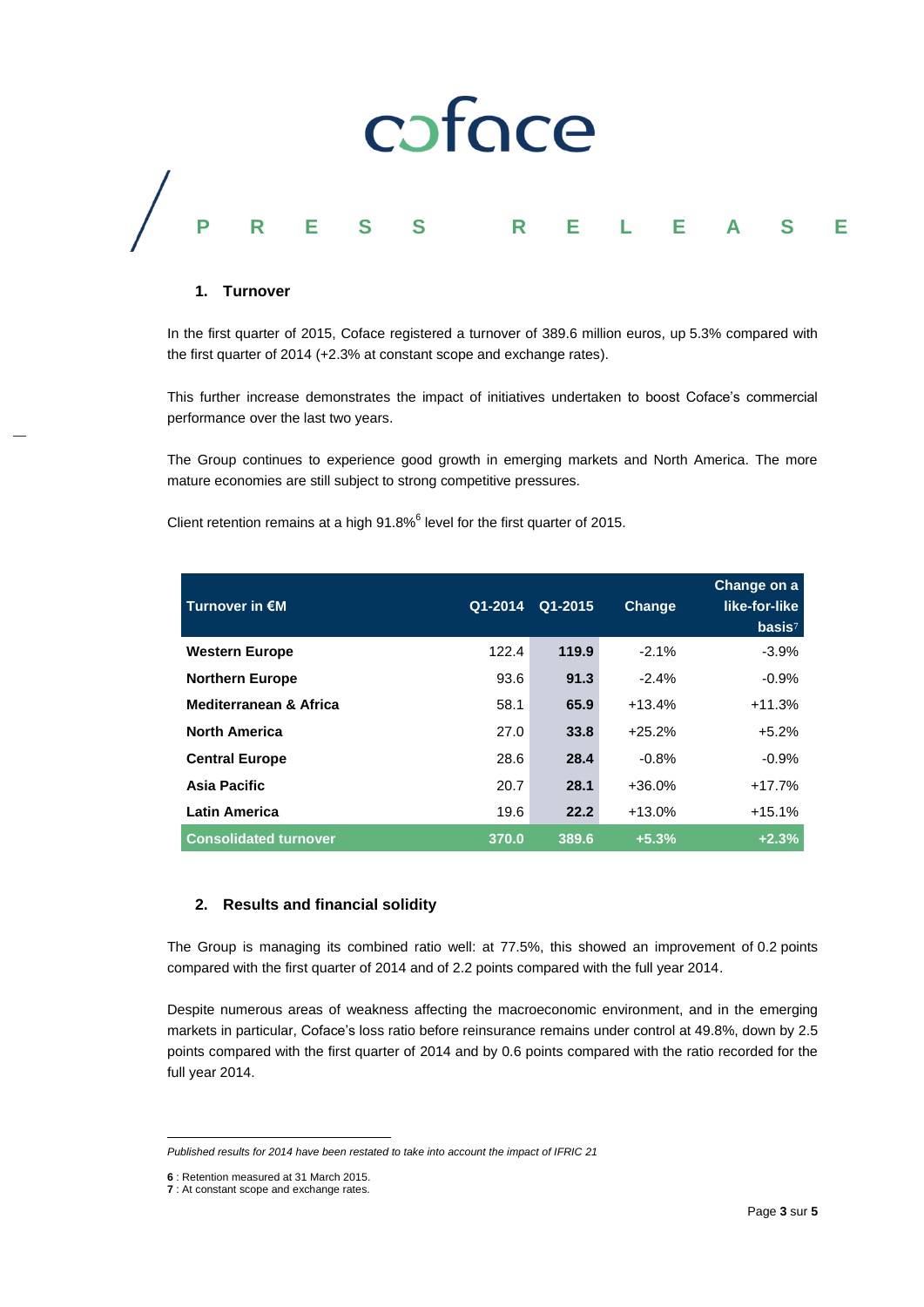## 1. Turnover

In the first quarter of 2015, Coface registered a turnover of 389.6 million euros, up 5.3% compared with the first quarter of 2014 (+2.3% at constant scope and exchange rates).

This further increase demonstrates the impact of initiatives undertaken to boost Coface's commercial performance over the last two years.

The Group continues to experience good growth in emerging markets and North America. The more mature economies are still subject to strong competitive pressures.

Client retention remains at a high 91.8%[6] level for the first quarter of 2015.

| Turnover in €M | Q1-2014 | Q1-2015 | Change | Change on a like-for-like basis[7] |
|---|---|---|---|---|
| **Western Europe** | 122.4 | **119.9** | -2.1% | -3.9% |
| **Northern Europe** | 93.6 | **91.3** | -2.4% | -0.9% |
| **Mediterranean & Africa** | 58.1 | **65.9** | +13.4% | +11.3% |
| **North America** | 27.0 | **33.8** | +25.2% | +5.2% |
| **Central Europe** | 28.6 | **28.4** | -0.8% | -0.9% |
| **Asia Pacific** | 20.7 | **28.1** | +36.0% | +17.7% |
| **Latin America** | 19.6 | **22.2** | +13.0% | +15.1% |
| **Consolidated turnover** | **370.0** | **389.6** | **+5.3%** | **+2.3%** |

## 2. Results and financial solidity

The Group is managing its combined ratio well: at 77.5%, this showed an improvement of 0.2 points compared with the first quarter of 2014 and of 2.2 points compared with the full year 2014.

Despite numerous areas of weakness affecting the macroeconomic environment, and in the emerging markets in particular, Coface's loss ratio before reinsurance remains under control at 49.8%, down by 2.5 points compared with the first quarter of 2014 and by 0.6 points compared with the ratio recorded for the full year 2014.

---

*Published results for 2014 have been restated to take into account the impact of IFRIC 21*

**6** : Retention measured at 31 March 2015.
**7** : At constant scope and exchange rates.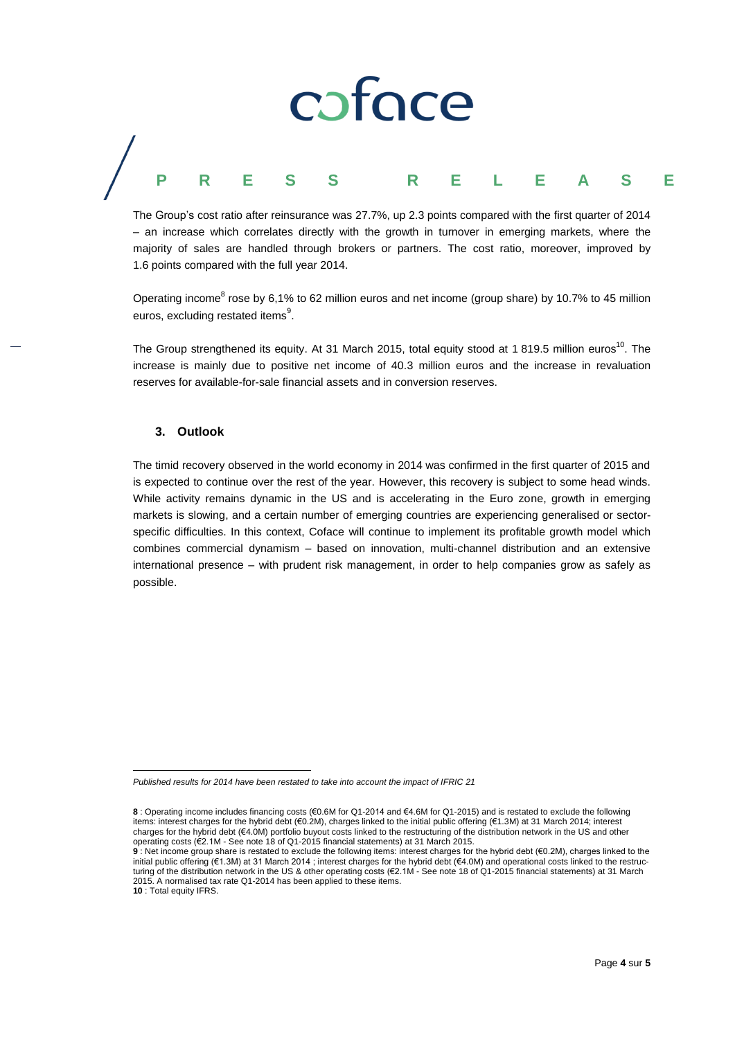The Group's cost ratio after reinsurance was 27.7%, up 2.3 points compared with the first quarter of 2014 – an increase which correlates directly with the growth in turnover in emerging markets, where the majority of sales are handled through brokers or partners. The cost ratio, moreover, improved by 1.6 points compared with the full year 2014.

Operating income[8] rose by 6,1% to 62 million euros and net income (group share) by 10.7% to 45 million euros, excluding restated items[9].

The Group strengthened its equity. At 31 March 2015, total equity stood at 1 819.5 million euros[10]. The increase is mainly due to positive net income of 40.3 million euros and the increase in revaluation reserves for available-for-sale financial assets and in conversion reserves.

## 3. Outlook

The timid recovery observed in the world economy in 2014 was confirmed in the first quarter of 2015 and is expected to continue over the rest of the year. However, this recovery is subject to some head winds. While activity remains dynamic in the US and is accelerating in the Euro zone, growth in emerging markets is slowing, and a certain number of emerging countries are experiencing generalised or sector-specific difficulties. In this context, Coface will continue to implement its profitable growth model which combines commercial dynamism – based on innovation, multi-channel distribution and an extensive international presence – with prudent risk management, in order to help companies grow as safely as possible.

---

*Published results for 2014 have been restated to take into account the impact of IFRIC 21*

**8** : Operating income includes financing costs (€0.6M for Q1-2014 and €4.6M for Q1-2015) and is restated to exclude the following items: interest charges for the hybrid debt (€0.2M), charges linked to the initial public offering (€1.3M) at 31 March 2014; interest charges for the hybrid debt (€4.0M) portfolio buyout costs linked to the restructuring of the distribution network in the US and other operating costs (€2.1M - See note 18 of Q1-2015 financial statements) at 31 March 2015.

**9** : Net income group share is restated to exclude the following items: interest charges for the hybrid debt (€0.2M), charges linked to the initial public offering (€1.3M) at 31 March 2014 ; interest charges for the hybrid debt (€4.0M) and operational costs linked to the restructuring of the distribution network in the US & other operating costs (€2.1M - See note 18 of Q1-2015 financial statements) at 31 March 2015. A normalised tax rate Q1-2014 has been applied to these items.

**10** : Total equity IFRS.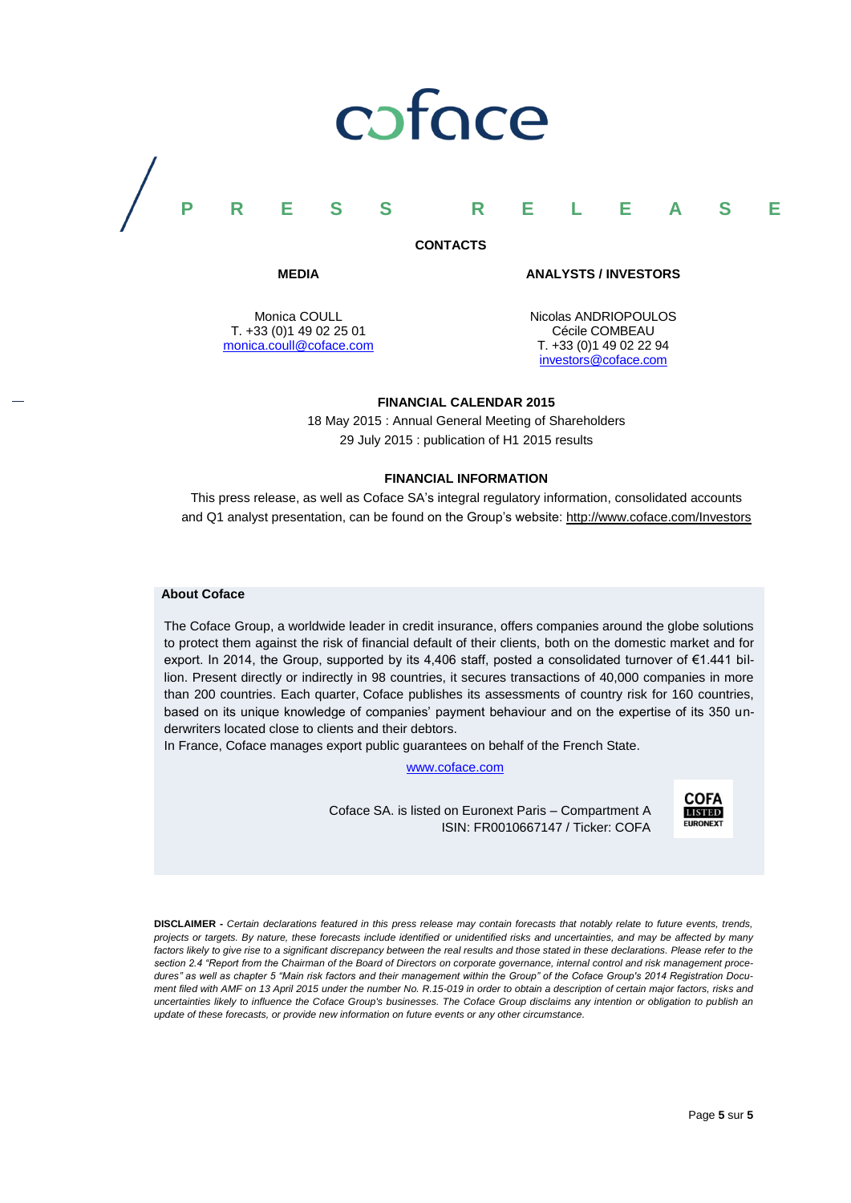coface

**PRESS RELEASE**

**CONTACTS**

**MEDIA**

Monica COULL
T. +33 (0)1 49 02 25 01
monica.coull@coface.com

**ANALYSTS / INVESTORS**

Nicolas ANDRIOPOULOS
Cécile COMBEAU
T. +33 (0)1 49 02 22 94
investors@coface.com

**FINANCIAL CALENDAR 2015**

18 May 2015 : Annual General Meeting of Shareholders
29 July 2015 : publication of H1 2015 results

**FINANCIAL INFORMATION**

This press release, as well as Coface SA's integral regulatory information, consolidated accounts and Q1 analyst presentation, can be found on the Group's website: http://www.coface.com/Investors

**About Coface**

The Coface Group, a worldwide leader in credit insurance, offers companies around the globe solutions to protect them against the risk of financial default of their clients, both on the domestic market and for export. In 2014, the Group, supported by its 4,406 staff, posted a consolidated turnover of €1.441 billion. Present directly or indirectly in 98 countries, it secures transactions of 40,000 companies in more than 200 countries. Each quarter, Coface publishes its assessments of country risk for 160 countries, based on its unique knowledge of companies' payment behaviour and on the expertise of its 350 underwriters located close to clients and their debtors.
In France, Coface manages export public guarantees on behalf of the French State.

www.coface.com

Coface SA. is listed on Euronext Paris – Compartment A
ISIN: FR0010667147 / Ticker: COFA

COFA LISTED EURONEXT

**DISCLAIMER -** *Certain declarations featured in this press release may contain forecasts that notably relate to future events, trends, projects or targets. By nature, these forecasts include identified or unidentified risks and uncertainties, and may be affected by many factors likely to give rise to a significant discrepancy between the real results and those stated in these declarations. Please refer to the section 2.4 "Report from the Chairman of the Board of Directors on corporate governance, internal control and risk management procedures" as well as chapter 5 "Main risk factors and their management within the Group" of the Coface Group's 2014 Registration Document filed with AMF on 13 April 2015 under the number No. R.15-019 in order to obtain a description of certain major factors, risks and uncertainties likely to influence the Coface Group's businesses. The Coface Group disclaims any intention or obligation to publish an update of these forecasts, or provide new information on future events or any other circumstance.*